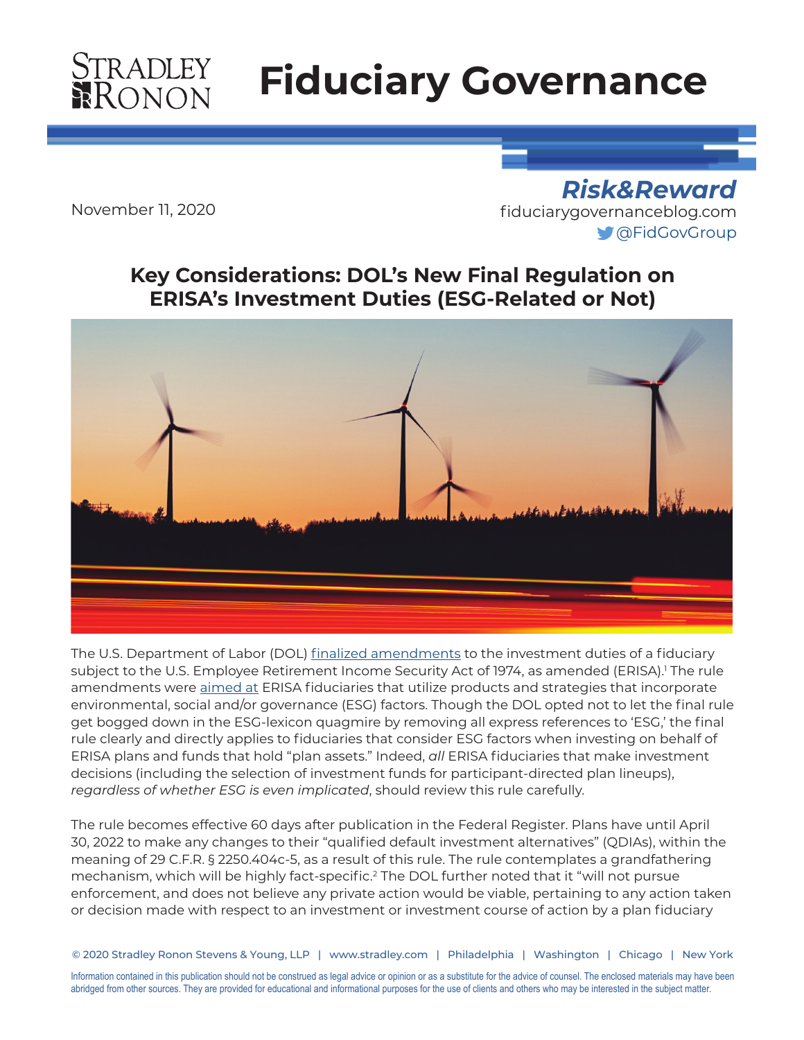# Fiduciary Governance

November 11, 2020

**Risk&Reward**
fiduciarygovernanceblog.com
@FidGovGroup

## Key Considerations: DOL's New Final Regulation on ERISA's Investment Duties (ESG-Related or Not)

The U.S. Department of Labor (DOL) finalized amendments to the investment duties of a fiduciary subject to the U.S. Employee Retirement Income Security Act of 1974, as amended (ERISA).[1] The rule amendments were aimed at ERISA fiduciaries that utilize products and strategies that incorporate environmental, social and/or governance (ESG) factors. Though the DOL opted not to let the final rule get bogged down in the ESG-lexicon quagmire by removing all express references to 'ESG,' the final rule clearly and directly applies to fiduciaries that consider ESG factors when investing on behalf of ERISA plans and funds that hold "plan assets." Indeed, *all* ERISA fiduciaries that make investment decisions (including the selection of investment funds for participant-directed plan lineups), *regardless of whether ESG is even implicated*, should review this rule carefully.

The rule becomes effective 60 days after publication in the Federal Register. Plans have until April 30, 2022 to make any changes to their "qualified default investment alternatives" (QDIAs), within the meaning of 29 C.F.R. § 2250.404c-5, as a result of this rule. The rule contemplates a grandfathering mechanism, which will be highly fact-specific.[2] The DOL further noted that it "will not pursue enforcement, and does not believe any private action would be viable, pertaining to any action taken or decision made with respect to an investment or investment course of action by a plan fiduciary

© 2020 Stradley Ronon Stevens & Young, LLP | www.stradley.com | Philadelphia | Washington | Chicago | New York

Information contained in this publication should not be construed as legal advice or opinion or as a substitute for the advice of counsel. The enclosed materials may have been abridged from other sources. They are provided for educational and informational purposes for the use of clients and others who may be interested in the subject matter.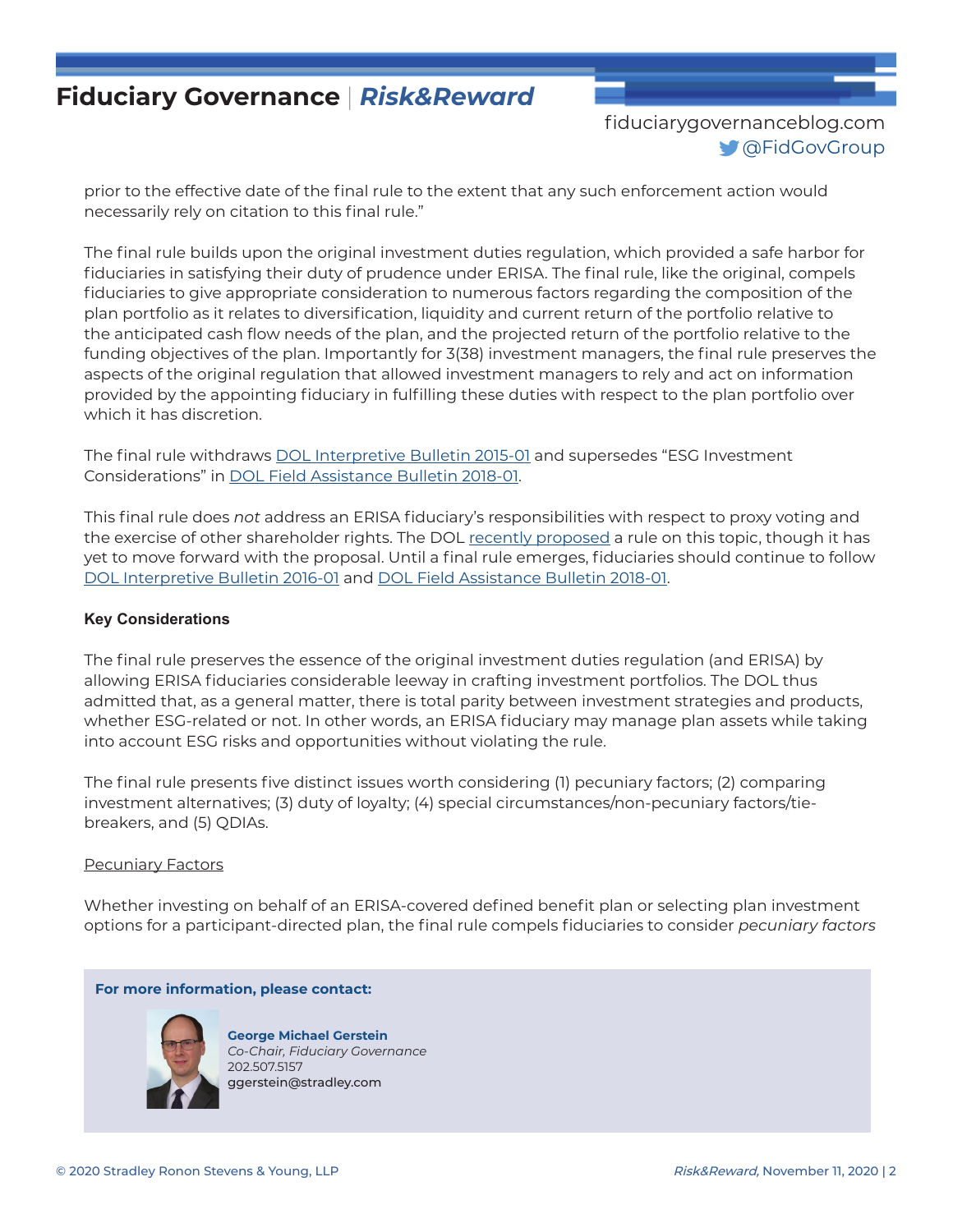prior to the effective date of the final rule to the extent that any such enforcement action would necessarily rely on citation to this final rule."

The final rule builds upon the original investment duties regulation, which provided a safe harbor for fiduciaries in satisfying their duty of prudence under ERISA. The final rule, like the original, compels fiduciaries to give appropriate consideration to numerous factors regarding the composition of the plan portfolio as it relates to diversification, liquidity and current return of the portfolio relative to the anticipated cash flow needs of the plan, and the projected return of the portfolio relative to the funding objectives of the plan. Importantly for 3(38) investment managers, the final rule preserves the aspects of the original regulation that allowed investment managers to rely and act on information provided by the appointing fiduciary in fulfilling these duties with respect to the plan portfolio over which it has discretion.

The final rule withdraws DOL Interpretive Bulletin 2015-01 and supersedes "ESG Investment Considerations" in DOL Field Assistance Bulletin 2018-01.

This final rule does *not* address an ERISA fiduciary's responsibilities with respect to proxy voting and the exercise of other shareholder rights. The DOL recently proposed a rule on this topic, though it has yet to move forward with the proposal. Until a final rule emerges, fiduciaries should continue to follow DOL Interpretive Bulletin 2016-01 and DOL Field Assistance Bulletin 2018-01.

**Key Considerations**

The final rule preserves the essence of the original investment duties regulation (and ERISA) by allowing ERISA fiduciaries considerable leeway in crafting investment portfolios. The DOL thus admitted that, as a general matter, there is total parity between investment strategies and products, whether ESG-related or not. In other words, an ERISA fiduciary may manage plan assets while taking into account ESG risks and opportunities without violating the rule.

The final rule presents five distinct issues worth considering (1) pecuniary factors; (2) comparing investment alternatives; (3) duty of loyalty; (4) special circumstances/non-pecuniary factors/tie-breakers, and (5) QDIAs.

Pecuniary Factors

Whether investing on behalf of an ERISA-covered defined benefit plan or selecting plan investment options for a participant-directed plan, the final rule compels fiduciaries to consider *pecuniary factors*

**For more information, please contact:**

**George Michael Gerstein**
*Co-Chair, Fiduciary Governance*
202.507.5157
ggerstein@stradley.com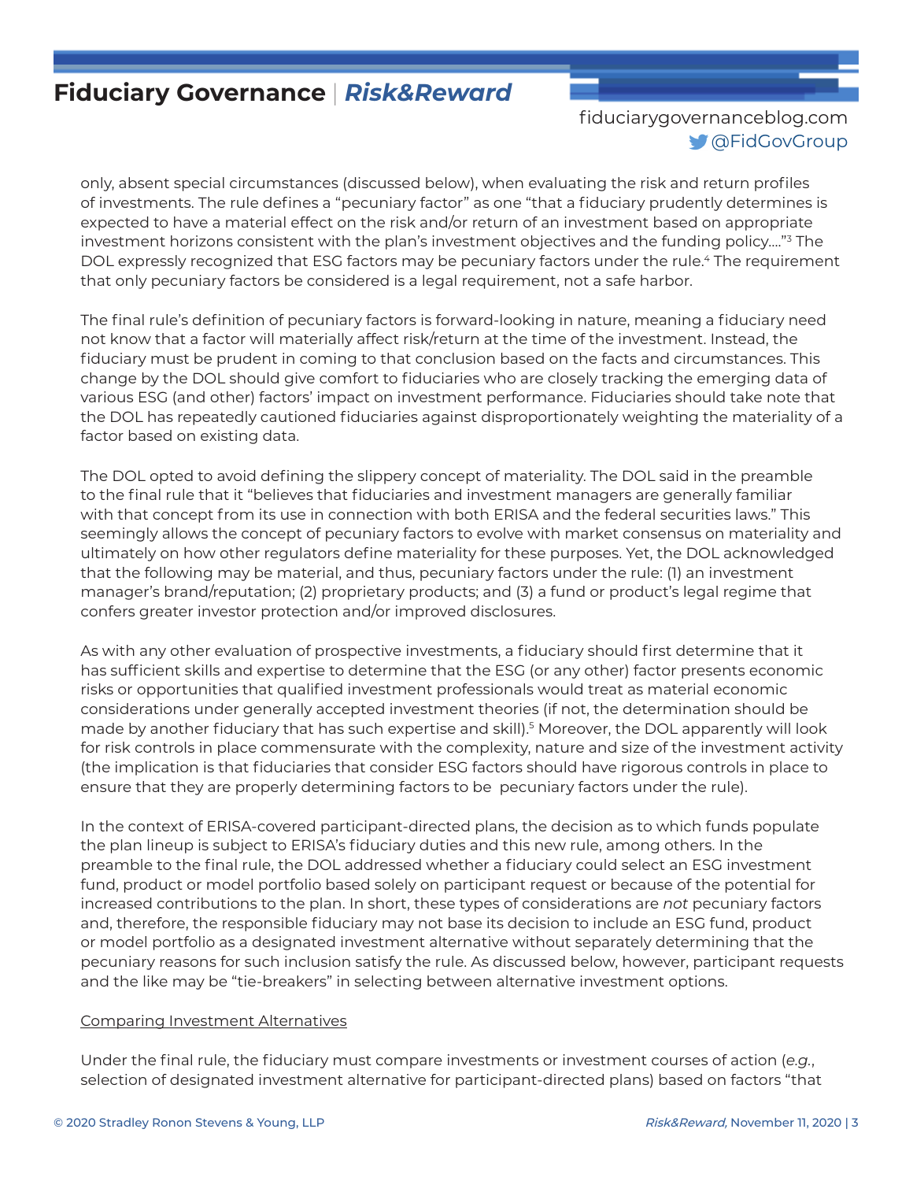only, absent special circumstances (discussed below), when evaluating the risk and return profiles of investments. The rule defines a "pecuniary factor" as one "that a fiduciary prudently determines is expected to have a material effect on the risk and/or return of an investment based on appropriate investment horizons consistent with the plan's investment objectives and the funding policy…."[3] The DOL expressly recognized that ESG factors may be pecuniary factors under the rule.[4] The requirement that only pecuniary factors be considered is a legal requirement, not a safe harbor.

The final rule's definition of pecuniary factors is forward-looking in nature, meaning a fiduciary need not know that a factor will materially affect risk/return at the time of the investment. Instead, the fiduciary must be prudent in coming to that conclusion based on the facts and circumstances. This change by the DOL should give comfort to fiduciaries who are closely tracking the emerging data of various ESG (and other) factors' impact on investment performance. Fiduciaries should take note that the DOL has repeatedly cautioned fiduciaries against disproportionately weighting the materiality of a factor based on existing data.

The DOL opted to avoid defining the slippery concept of materiality. The DOL said in the preamble to the final rule that it "believes that fiduciaries and investment managers are generally familiar with that concept from its use in connection with both ERISA and the federal securities laws." This seemingly allows the concept of pecuniary factors to evolve with market consensus on materiality and ultimately on how other regulators define materiality for these purposes. Yet, the DOL acknowledged that the following may be material, and thus, pecuniary factors under the rule: (1) an investment manager's brand/reputation; (2) proprietary products; and (3) a fund or product's legal regime that confers greater investor protection and/or improved disclosures.

As with any other evaluation of prospective investments, a fiduciary should first determine that it has sufficient skills and expertise to determine that the ESG (or any other) factor presents economic risks or opportunities that qualified investment professionals would treat as material economic considerations under generally accepted investment theories (if not, the determination should be made by another fiduciary that has such expertise and skill).[5] Moreover, the DOL apparently will look for risk controls in place commensurate with the complexity, nature and size of the investment activity (the implication is that fiduciaries that consider ESG factors should have rigorous controls in place to ensure that they are properly determining factors to be pecuniary factors under the rule).

In the context of ERISA-covered participant-directed plans, the decision as to which funds populate the plan lineup is subject to ERISA's fiduciary duties and this new rule, among others. In the preamble to the final rule, the DOL addressed whether a fiduciary could select an ESG investment fund, product or model portfolio based solely on participant request or because of the potential for increased contributions to the plan. In short, these types of considerations are *not* pecuniary factors and, therefore, the responsible fiduciary may not base its decision to include an ESG fund, product or model portfolio as a designated investment alternative without separately determining that the pecuniary reasons for such inclusion satisfy the rule. As discussed below, however, participant requests and the like may be "tie-breakers" in selecting between alternative investment options.

<u>Comparing Investment Alternatives</u>

Under the final rule, the fiduciary must compare investments or investment courses of action (*e.g.*, selection of designated investment alternative for participant-directed plans) based on factors "that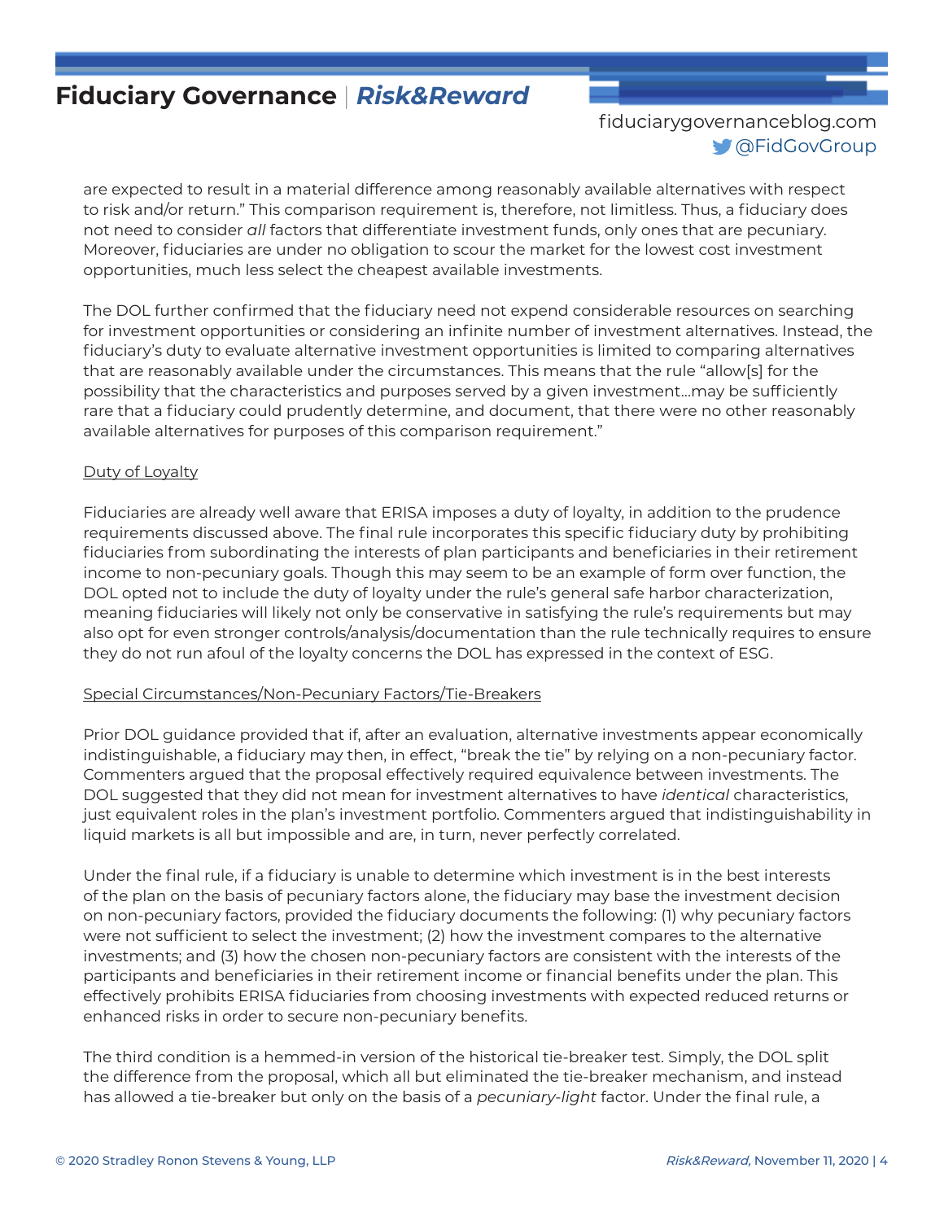are expected to result in a material difference among reasonably available alternatives with respect to risk and/or return." This comparison requirement is, therefore, not limitless. Thus, a fiduciary does not need to consider *all* factors that differentiate investment funds, only ones that are pecuniary. Moreover, fiduciaries are under no obligation to scour the market for the lowest cost investment opportunities, much less select the cheapest available investments.

The DOL further confirmed that the fiduciary need not expend considerable resources on searching for investment opportunities or considering an infinite number of investment alternatives. Instead, the fiduciary's duty to evaluate alternative investment opportunities is limited to comparing alternatives that are reasonably available under the circumstances. This means that the rule "allow[s] for the possibility that the characteristics and purposes served by a given investment…may be sufficiently rare that a fiduciary could prudently determine, and document, that there were no other reasonably available alternatives for purposes of this comparison requirement."

<u>Duty of Loyalty</u>

Fiduciaries are already well aware that ERISA imposes a duty of loyalty, in addition to the prudence requirements discussed above. The final rule incorporates this specific fiduciary duty by prohibiting fiduciaries from subordinating the interests of plan participants and beneficiaries in their retirement income to non-pecuniary goals. Though this may seem to be an example of form over function, the DOL opted not to include the duty of loyalty under the rule's general safe harbor characterization, meaning fiduciaries will likely not only be conservative in satisfying the rule's requirements but may also opt for even stronger controls/analysis/documentation than the rule technically requires to ensure they do not run afoul of the loyalty concerns the DOL has expressed in the context of ESG.

<u>Special Circumstances/Non-Pecuniary Factors/Tie-Breakers</u>

Prior DOL guidance provided that if, after an evaluation, alternative investments appear economically indistinguishable, a fiduciary may then, in effect, "break the tie" by relying on a non-pecuniary factor. Commenters argued that the proposal effectively required equivalence between investments. The DOL suggested that they did not mean for investment alternatives to have *identical* characteristics, just equivalent roles in the plan's investment portfolio. Commenters argued that indistinguishability in liquid markets is all but impossible and are, in turn, never perfectly correlated.

Under the final rule, if a fiduciary is unable to determine which investment is in the best interests of the plan on the basis of pecuniary factors alone, the fiduciary may base the investment decision on non-pecuniary factors, provided the fiduciary documents the following: (1) why pecuniary factors were not sufficient to select the investment; (2) how the investment compares to the alternative investments; and (3) how the chosen non-pecuniary factors are consistent with the interests of the participants and beneficiaries in their retirement income or financial benefits under the plan. This effectively prohibits ERISA fiduciaries from choosing investments with expected reduced returns or enhanced risks in order to secure non-pecuniary benefits.

The third condition is a hemmed-in version of the historical tie-breaker test. Simply, the DOL split the difference from the proposal, which all but eliminated the tie-breaker mechanism, and instead has allowed a tie-breaker but only on the basis of a *pecuniary-light* factor. Under the final rule, a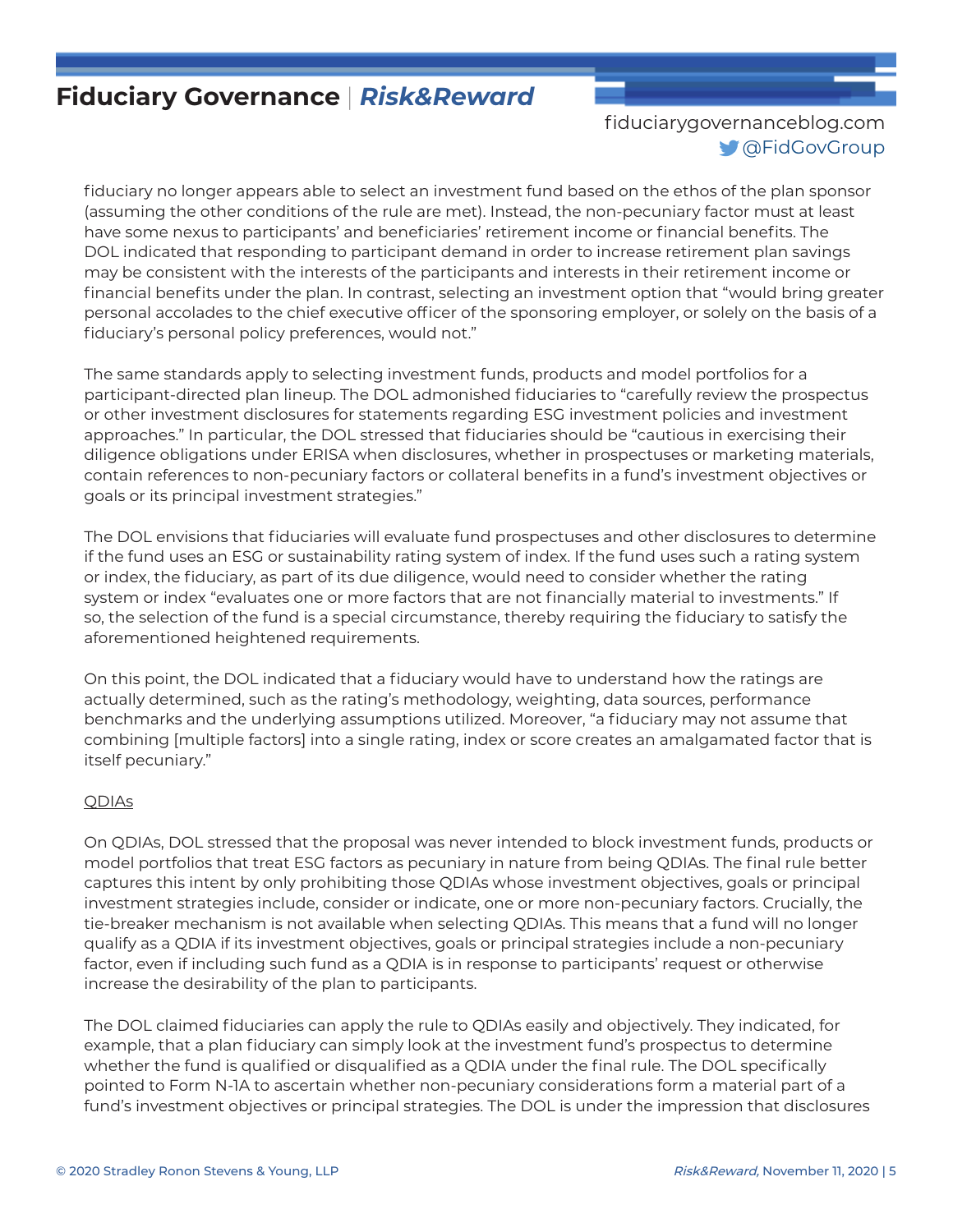fiduciary no longer appears able to select an investment fund based on the ethos of the plan sponsor (assuming the other conditions of the rule are met). Instead, the non-pecuniary factor must at least have some nexus to participants' and beneficiaries' retirement income or financial benefits. The DOL indicated that responding to participant demand in order to increase retirement plan savings may be consistent with the interests of the participants and interests in their retirement income or financial benefits under the plan. In contrast, selecting an investment option that "would bring greater personal accolades to the chief executive officer of the sponsoring employer, or solely on the basis of a fiduciary's personal policy preferences, would not."

The same standards apply to selecting investment funds, products and model portfolios for a participant-directed plan lineup. The DOL admonished fiduciaries to "carefully review the prospectus or other investment disclosures for statements regarding ESG investment policies and investment approaches." In particular, the DOL stressed that fiduciaries should be "cautious in exercising their diligence obligations under ERISA when disclosures, whether in prospectuses or marketing materials, contain references to non-pecuniary factors or collateral benefits in a fund's investment objectives or goals or its principal investment strategies."

The DOL envisions that fiduciaries will evaluate fund prospectuses and other disclosures to determine if the fund uses an ESG or sustainability rating system of index. If the fund uses such a rating system or index, the fiduciary, as part of its due diligence, would need to consider whether the rating system or index "evaluates one or more factors that are not financially material to investments." If so, the selection of the fund is a special circumstance, thereby requiring the fiduciary to satisfy the aforementioned heightened requirements.

On this point, the DOL indicated that a fiduciary would have to understand how the ratings are actually determined, such as the rating's methodology, weighting, data sources, performance benchmarks and the underlying assumptions utilized. Moreover, "a fiduciary may not assume that combining [multiple factors] into a single rating, index or score creates an amalgamated factor that is itself pecuniary."

<u>QDIAs</u>

On QDIAs, DOL stressed that the proposal was never intended to block investment funds, products or model portfolios that treat ESG factors as pecuniary in nature from being QDIAs. The final rule better captures this intent by only prohibiting those QDIAs whose investment objectives, goals or principal investment strategies include, consider or indicate, one or more non-pecuniary factors. Crucially, the tie-breaker mechanism is not available when selecting QDIAs. This means that a fund will no longer qualify as a QDIA if its investment objectives, goals or principal strategies include a non-pecuniary factor, even if including such fund as a QDIA is in response to participants' request or otherwise increase the desirability of the plan to participants.

The DOL claimed fiduciaries can apply the rule to QDIAs easily and objectively. They indicated, for example, that a plan fiduciary can simply look at the investment fund's prospectus to determine whether the fund is qualified or disqualified as a QDIA under the final rule. The DOL specifically pointed to Form N-1A to ascertain whether non-pecuniary considerations form a material part of a fund's investment objectives or principal strategies. The DOL is under the impression that disclosures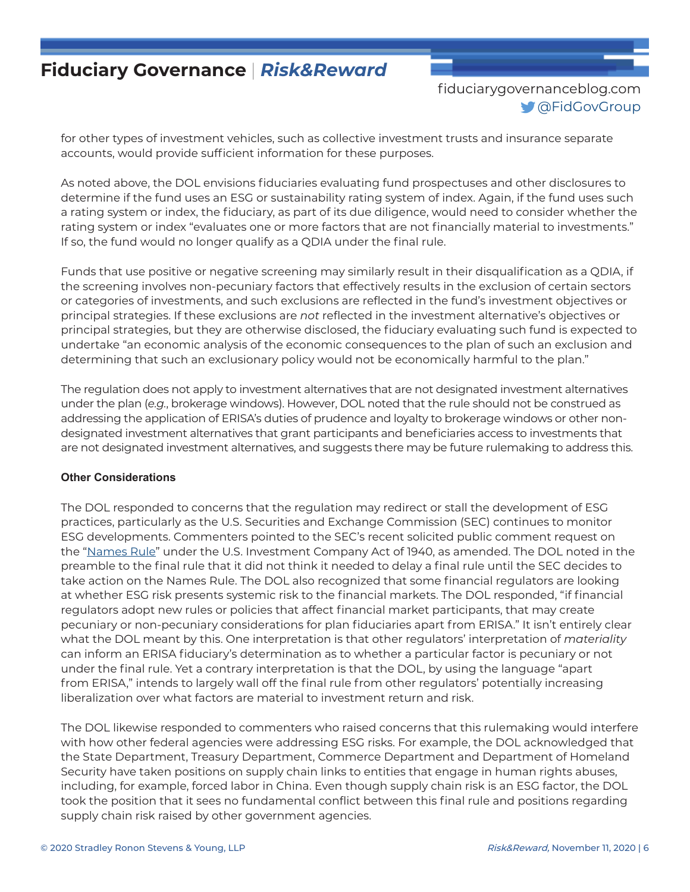for other types of investment vehicles, such as collective investment trusts and insurance separate accounts, would provide sufficient information for these purposes.

As noted above, the DOL envisions fiduciaries evaluating fund prospectuses and other disclosures to determine if the fund uses an ESG or sustainability rating system of index. Again, if the fund uses such a rating system or index, the fiduciary, as part of its due diligence, would need to consider whether the rating system or index "evaluates one or more factors that are not financially material to investments." If so, the fund would no longer qualify as a QDIA under the final rule.

Funds that use positive or negative screening may similarly result in their disqualification as a QDIA, if the screening involves non-pecuniary factors that effectively results in the exclusion of certain sectors or categories of investments, and such exclusions are reflected in the fund's investment objectives or principal strategies. If these exclusions are *not* reflected in the investment alternative's objectives or principal strategies, but they are otherwise disclosed, the fiduciary evaluating such fund is expected to undertake "an economic analysis of the economic consequences to the plan of such an exclusion and determining that such an exclusionary policy would not be economically harmful to the plan."

The regulation does not apply to investment alternatives that are not designated investment alternatives under the plan (*e.g.*, brokerage windows). However, DOL noted that the rule should not be construed as addressing the application of ERISA's duties of prudence and loyalty to brokerage windows or other non-designated investment alternatives that grant participants and beneficiaries access to investments that are not designated investment alternatives, and suggests there may be future rulemaking to address this.

**Other Considerations**

The DOL responded to concerns that the regulation may redirect or stall the development of ESG practices, particularly as the U.S. Securities and Exchange Commission (SEC) continues to monitor ESG developments. Commenters pointed to the SEC's recent solicited public comment request on the "Names Rule" under the U.S. Investment Company Act of 1940, as amended. The DOL noted in the preamble to the final rule that it did not think it needed to delay a final rule until the SEC decides to take action on the Names Rule. The DOL also recognized that some financial regulators are looking at whether ESG risk presents systemic risk to the financial markets. The DOL responded, "if financial regulators adopt new rules or policies that affect financial market participants, that may create pecuniary or non-pecuniary considerations for plan fiduciaries apart from ERISA." It isn't entirely clear what the DOL meant by this. One interpretation is that other regulators' interpretation of *materiality* can inform an ERISA fiduciary's determination as to whether a particular factor is pecuniary or not under the final rule. Yet a contrary interpretation is that the DOL, by using the language "apart from ERISA," intends to largely wall off the final rule from other regulators' potentially increasing liberalization over what factors are material to investment return and risk.

The DOL likewise responded to commenters who raised concerns that this rulemaking would interfere with how other federal agencies were addressing ESG risks. For example, the DOL acknowledged that the State Department, Treasury Department, Commerce Department and Department of Homeland Security have taken positions on supply chain links to entities that engage in human rights abuses, including, for example, forced labor in China. Even though supply chain risk is an ESG factor, the DOL took the position that it sees no fundamental conflict between this final rule and positions regarding supply chain risk raised by other government agencies.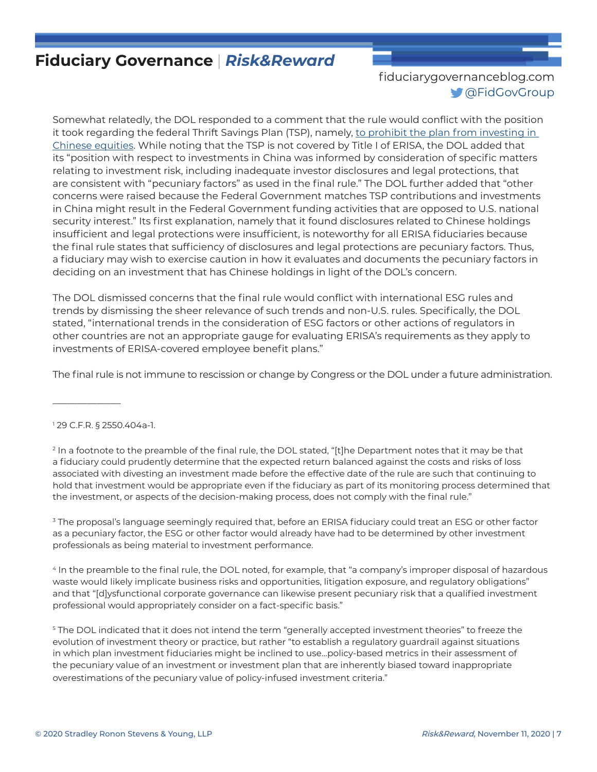Somewhat relatedly, the DOL responded to a comment that the rule would conflict with the position it took regarding the federal Thrift Savings Plan (TSP), namely, [to prohibit the plan from investing in Chinese equities](). While noting that the TSP is not covered by Title I of ERISA, the DOL added that its "position with respect to investments in China was informed by consideration of specific matters relating to investment risk, including inadequate investor disclosures and legal protections, that are consistent with "pecuniary factors" as used in the final rule." The DOL further added that "other concerns were raised because the Federal Government matches TSP contributions and investments in China might result in the Federal Government funding activities that are opposed to U.S. national security interest." Its first explanation, namely that it found disclosures related to Chinese holdings insufficient and legal protections were insufficient, is noteworthy for all ERISA fiduciaries because the final rule states that sufficiency of disclosures and legal protections are pecuniary factors. Thus, a fiduciary may wish to exercise caution in how it evaluates and documents the pecuniary factors in deciding on an investment that has Chinese holdings in light of the DOL's concern.

The DOL dismissed concerns that the final rule would conflict with international ESG rules and trends by dismissing the sheer relevance of such trends and non-U.S. rules. Specifically, the DOL stated, "international trends in the consideration of ESG factors or other actions of regulators in other countries are not an appropriate gauge for evaluating ERISA's requirements as they apply to investments of ERISA-covered employee benefit plans."

The final rule is not immune to rescission or change by Congress or the DOL under a future administration.

---

[1] 29 C.F.R. § 2550.404a-1.

[2] In a footnote to the preamble of the final rule, the DOL stated, "[t]he Department notes that it may be that a fiduciary could prudently determine that the expected return balanced against the costs and risks of loss associated with divesting an investment made before the effective date of the rule are such that continuing to hold that investment would be appropriate even if the fiduciary as part of its monitoring process determined that the investment, or aspects of the decision-making process, does not comply with the final rule."

[3] The proposal's language seemingly required that, before an ERISA fiduciary could treat an ESG or other factor as a pecuniary factor, the ESG or other factor would already have had to be determined by other investment professionals as being material to investment performance.

[4] In the preamble to the final rule, the DOL noted, for example, that "a company's improper disposal of hazardous waste would likely implicate business risks and opportunities, litigation exposure, and regulatory obligations" and that "[d]ysfunctional corporate governance can likewise present pecuniary risk that a qualified investment professional would appropriately consider on a fact-specific basis."

[5] The DOL indicated that it does not intend the term "generally accepted investment theories" to freeze the evolution of investment theory or practice, but rather "to establish a regulatory guardrail against situations in which plan investment fiduciaries might be inclined to use...policy-based metrics in their assessment of the pecuniary value of an investment or investment plan that are inherently biased toward inappropriate overestimations of the pecuniary value of policy-infused investment criteria."